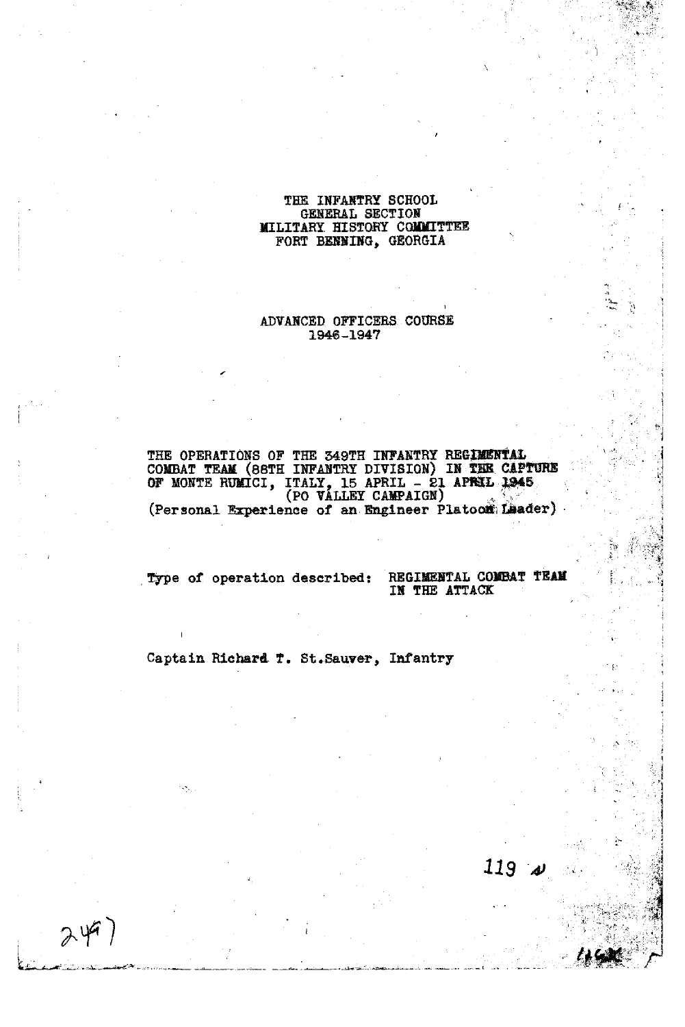THE INFANTRY SCHOOL
GENERAL SECTION
MILITARY HISTORY COMMITTEE
FORT BENNING, GEORGIA

ADVANCED OFFICERS COURSE
1946-1947

THE OPERATIONS OF THE 349TH INFANTRY REGIMENTAL COMBAT TEAM (88TH INFANTRY DIVISION) IN THE CAPTURE OF MONTE RUMICI, ITALY, 15 APRIL - 21 APRIL 1945
(PO VALLEY CAMPAIGN)
(Personal Experience of an Engineer Platoon Leader)

Type of operation described: REGIMENTAL COMBAT TEAM IN THE ATTACK

Captain Richard T. St.Sauver, Infantry

119

2497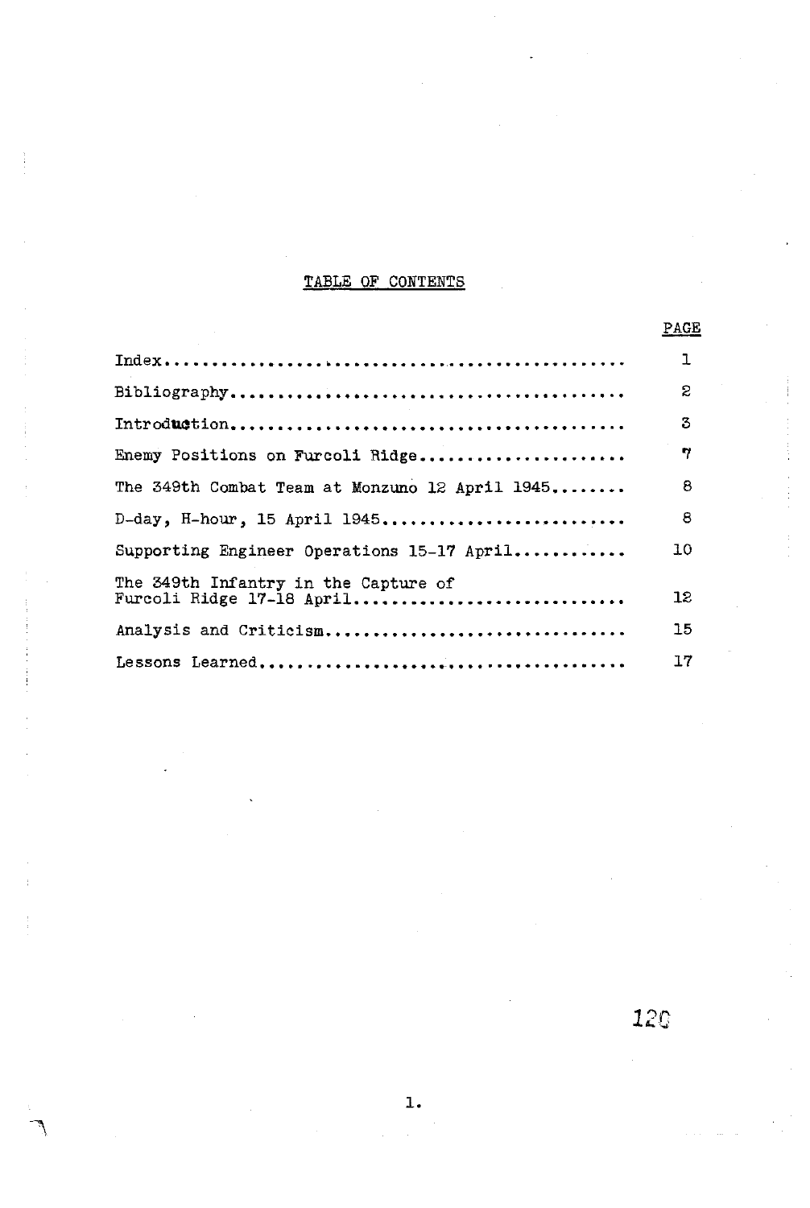# TABLE OF CONTENTS

| | PAGE |
|---|---|
| Index................................................ | 1 |
| Bibliography......................................... | 2 |
| Introduction......................................... | 3 |
| Enemy Positions on Furcoli Ridge..................... | 7 |
| The 349th Combat Team at Monzuno 12 April 1945........ | 8 |
| D-day, H-hour, 15 April 1945.......................... | 8 |
| Supporting Engineer Operations 15-17 April............ | 10 |
| The 349th Infantry in the Capture of Furcoli Ridge 17-18 April............................. | 12 |
| Analysis and Criticism................................ | 15 |
| Lessons Learned....................................... | 17 |

120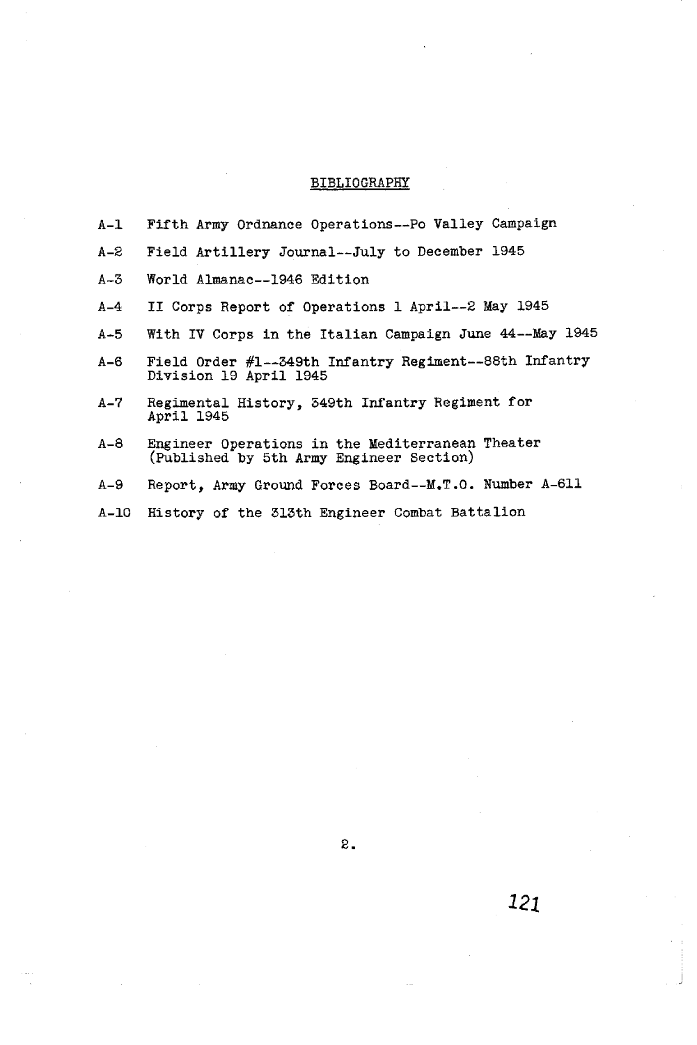## BIBLIOGRAPHY

A-1 Fifth Army Ordnance Operations--Po Valley Campaign

A-2 Field Artillery Journal--July to December 1945

A-3 World Almanac--1946 Edition

A-4 II Corps Report of Operations 1 April--2 May 1945

A-5 With IV Corps in the Italian Campaign June 44--May 1945

A-6 Field Order #1--349th Infantry Regiment--88th Infantry Division 19 April 1945

A-7 Regimental History, 349th Infantry Regiment for April 1945

A-8 Engineer Operations in the Mediterranean Theater (Published by 5th Army Engineer Section)

A-9 Report, Army Ground Forces Board--M.T.O. Number A-611

A-10 History of the 313th Engineer Combat Battalion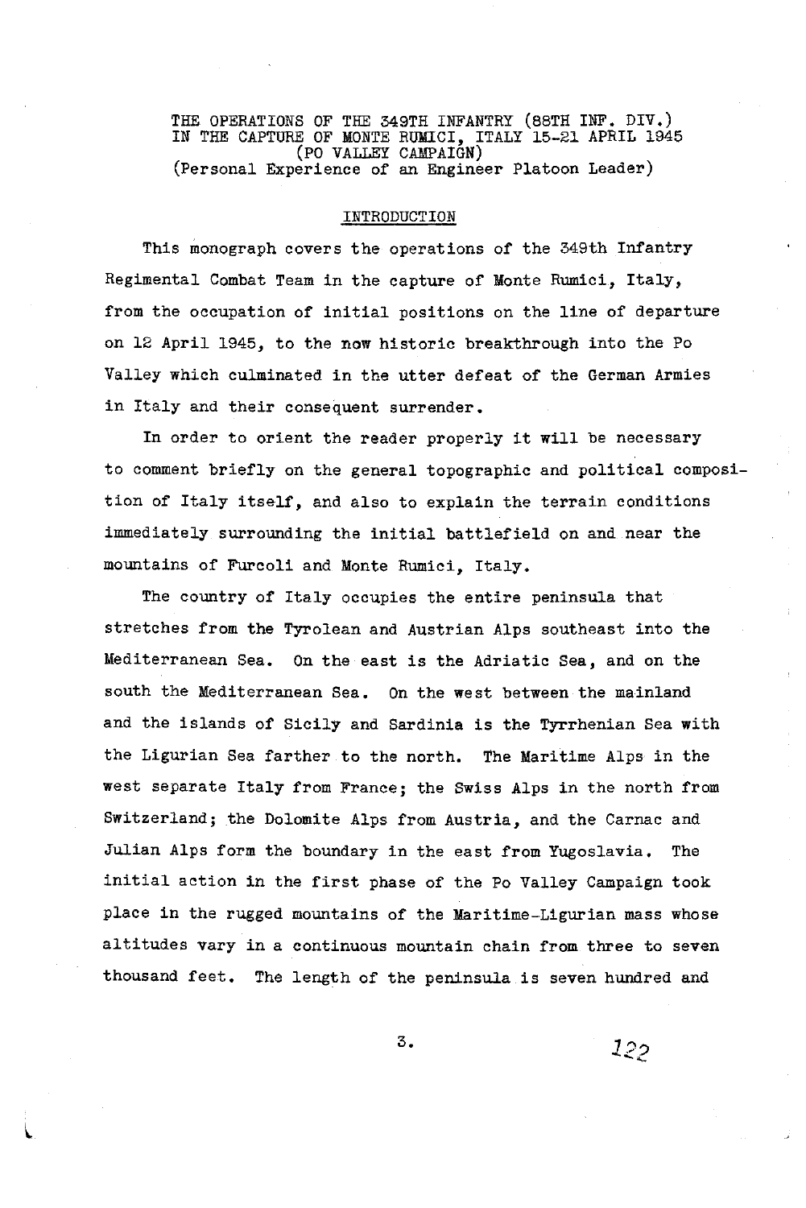THE OPERATIONS OF THE 349TH INFANTRY (88TH INF. DIV.)
IN THE CAPTURE OF MONTE RUMICI, ITALY 15-21 APRIL 1945
(PO VALLEY CAMPAIGN)
(Personal Experience of an Engineer Platoon Leader)

## INTRODUCTION

This monograph covers the operations of the 349th Infantry Regimental Combat Team in the capture of Monte Rumici, Italy, from the occupation of initial positions on the line of departure on 12 April 1945, to the now historic breakthrough into the Po Valley which culminated in the utter defeat of the German Armies in Italy and their consequent surrender.

In order to orient the reader properly it will be necessary to comment briefly on the general topographic and political composition of Italy itself, and also to explain the terrain conditions immediately surrounding the initial battlefield on and near the mountains of Furcoli and Monte Rumici, Italy.

The country of Italy occupies the entire peninsula that stretches from the Tyrolean and Austrian Alps southeast into the Mediterranean Sea. On the east is the Adriatic Sea, and on the south the Mediterranean Sea. On the west between the mainland and the islands of Sicily and Sardinia is the Tyrrhenian Sea with the Ligurian Sea farther to the north. The Maritime Alps in the west separate Italy from France; the Swiss Alps in the north from Switzerland; the Dolomite Alps from Austria, and the Carnac and Julian Alps form the boundary in the east from Yugoslavia. The initial action in the first phase of the Po Valley Campaign took place in the rugged mountains of the Maritime-Ligurian mass whose altitudes vary in a continuous mountain chain from three to seven thousand feet. The length of the peninsula is seven hundred and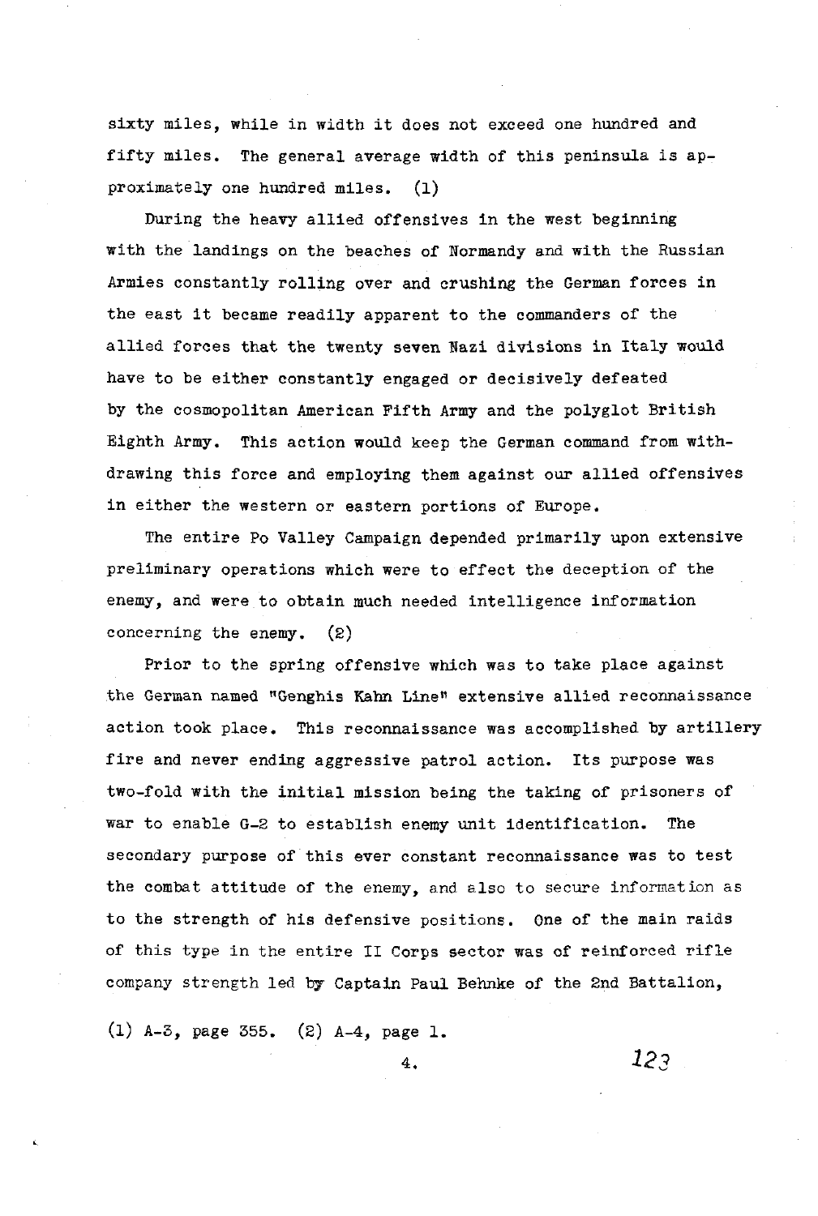sixty miles, while in width it does not exceed one hundred and fifty miles. The general average width of this peninsula is approximately one hundred miles. (1)

During the heavy allied offensives in the west beginning with the landings on the beaches of Normandy and with the Russian Armies constantly rolling over and crushing the German forces in the east it became readily apparent to the commanders of the allied forces that the twenty seven Nazi divisions in Italy would have to be either constantly engaged or decisively defeated by the cosmopolitan American Fifth Army and the polyglot British Eighth Army. This action would keep the German command from withdrawing this force and employing them against our allied offensives in either the western or eastern portions of Europe.

The entire Po Valley Campaign depended primarily upon extensive preliminary operations which were to effect the deception of the enemy, and were to obtain much needed intelligence information concerning the enemy. (2)

Prior to the spring offensive which was to take place against the German named "Genghis Kahn Line" extensive allied reconnaissance action took place. This reconnaissance was accomplished by artillery fire and never ending aggressive patrol action. Its purpose was two-fold with the initial mission being the taking of prisoners of war to enable G-2 to establish enemy unit identification. The secondary purpose of this ever constant reconnaissance was to test the combat attitude of the enemy, and also to secure information as to the strength of his defensive positions. One of the main raids of this type in the entire II Corps sector was of reinforced rifle company strength led by Captain Paul Behnke of the 2nd Battalion,

(1) A-3, page 355. (2) A-4, page 1.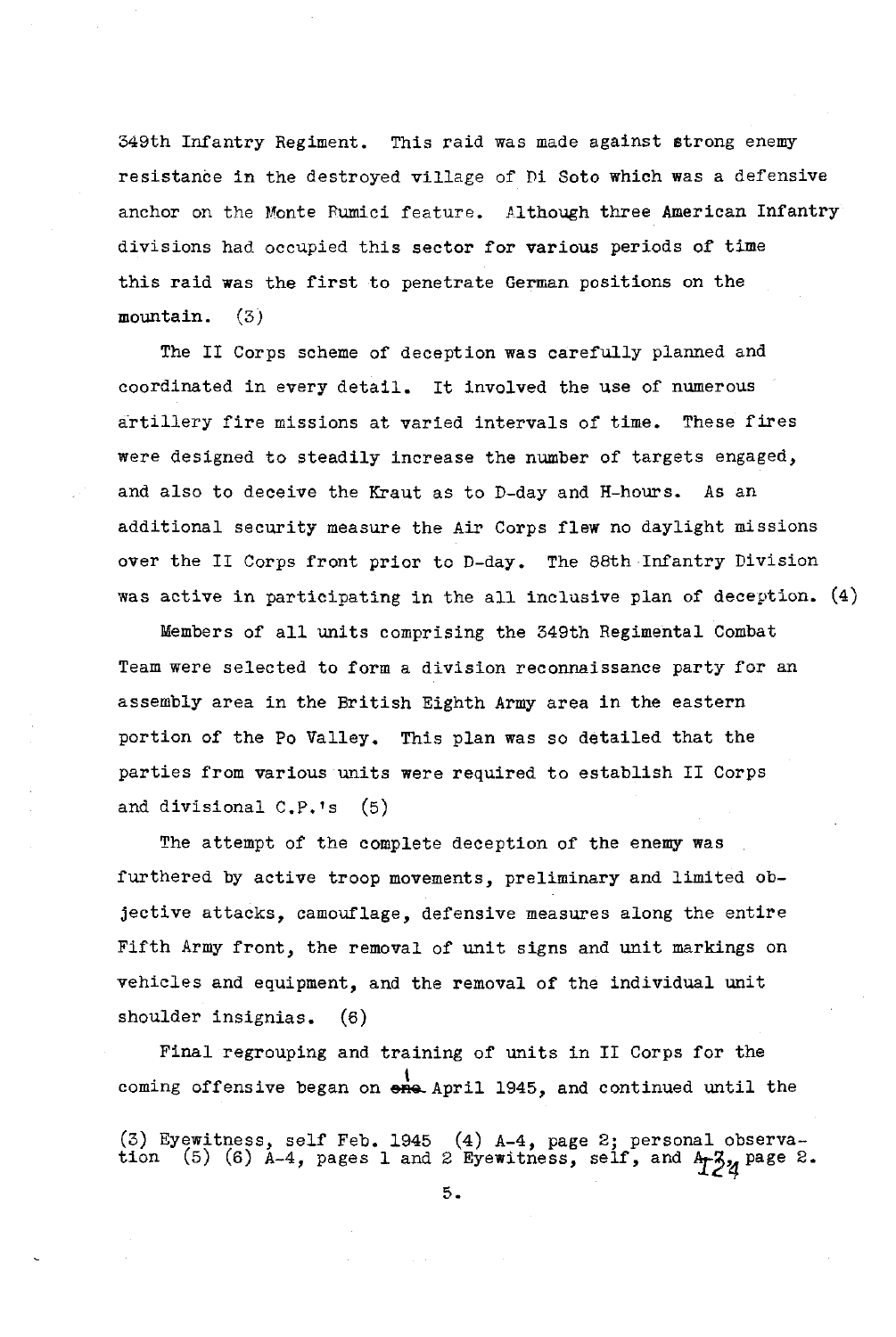349th Infantry Regiment. This raid was made against strong enemy resistance in the destroyed village of Di Soto which was a defensive anchor on the Monte Fumici feature. Although three American Infantry divisions had occupied this sector for various periods of time this raid was the first to penetrate German positions on the mountain. (3)

The II Corps scheme of deception was carefully planned and coordinated in every detail. It involved the use of numerous artillery fire missions at varied intervals of time. These fires were designed to steadily increase the number of targets engaged, and also to deceive the Kraut as to D-day and H-hours. As an additional security measure the Air Corps flew no daylight missions over the II Corps front prior to D-day. The 88th Infantry Division was active in participating in the all inclusive plan of deception. (4)

Members of all units comprising the 349th Regimental Combat Team were selected to form a division reconnaissance party for an assembly area in the British Eighth Army area in the eastern portion of the Po Valley. This plan was so detailed that the parties from various units were required to establish II Corps and divisional C.P.'s (5)

The attempt of the complete deception of the enemy was furthered by active troop movements, preliminary and limited objective attacks, camouflage, defensive measures along the entire Fifth Army front, the removal of unit signs and unit markings on vehicles and equipment, and the removal of the individual unit shoulder insignias. (6)

Final regrouping and training of units in II Corps for the coming offensive began on ~~one~~ 1 April 1945, and continued until the

(3) Eyewitness, self Feb. 1945 (4) A-4, page 2; personal observation (5) (6) A-4, pages 1 and 2 Eyewitness, self, and A-3, page 2.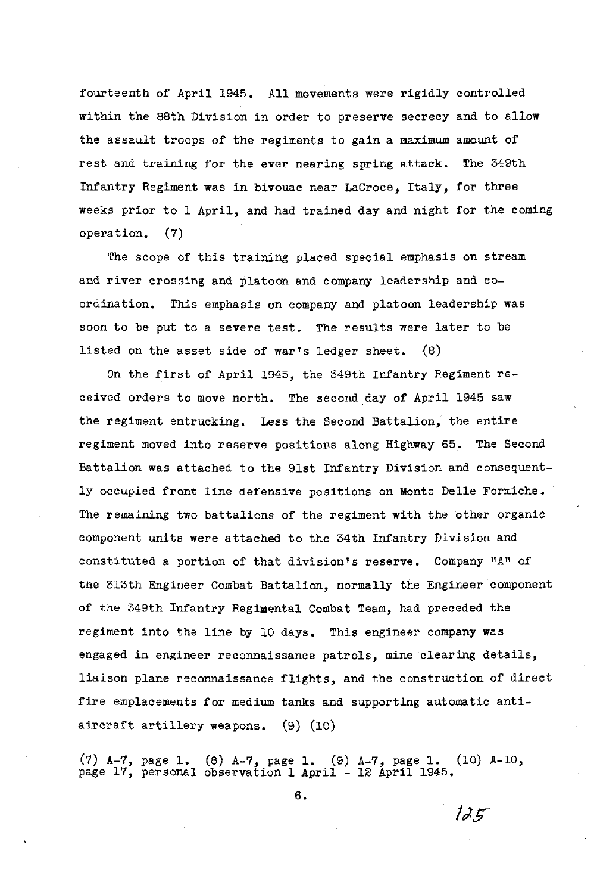fourteenth of April 1945. All movements were rigidly controlled within the 88th Division in order to preserve secrecy and to allow the assault troops of the regiments to gain a maximum amount of rest and training for the ever nearing spring attack. The 349th Infantry Regiment was in bivouac near LaCroce, Italy, for three weeks prior to 1 April, and had trained day and night for the coming operation. (7)

The scope of this training placed special emphasis on stream and river crossing and platoon and company leadership and coordination. This emphasis on company and platoon leadership was soon to be put to a severe test. The results were later to be listed on the asset side of war's ledger sheet. (8)

On the first of April 1945, the 349th Infantry Regiment received orders to move north. The second day of April 1945 saw the regiment entrucking. Less the Second Battalion, the entire regiment moved into reserve positions along Highway 65. The Second Battalion was attached to the 91st Infantry Division and consequently occupied front line defensive positions on Monte Delle Formiche. The remaining two battalions of the regiment with the other organic component units were attached to the 34th Infantry Division and constituted a portion of that division's reserve. Company "A" of the 313th Engineer Combat Battalion, normally the Engineer component of the 349th Infantry Regimental Combat Team, had preceded the regiment into the line by 10 days. This engineer company was engaged in engineer reconnaissance patrols, mine clearing details, liaison plane reconnaissance flights, and the construction of direct fire emplacements for medium tanks and supporting automatic antiaircraft artillery weapons. (9) (10)

(7) A-7, page 1. (8) A-7, page 1. (9) A-7, page 1. (10) A-10, page 17, personal observation 1 April - 12 April 1945.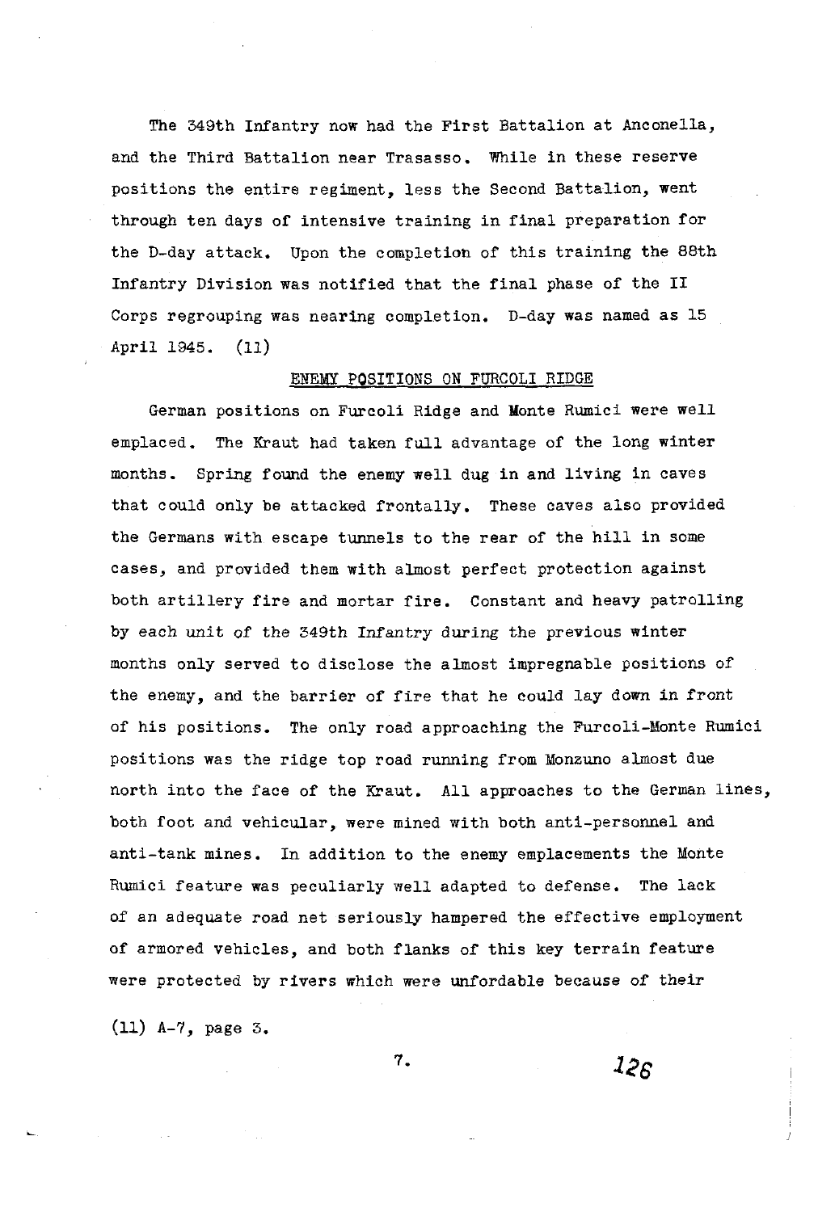The 349th Infantry now had the First Battalion at Anconella, and the Third Battalion near Trasasso. While in these reserve positions the entire regiment, less the Second Battalion, went through ten days of intensive training in final preparation for the D-day attack. Upon the completion of this training the 88th Infantry Division was notified that the final phase of the II Corps regrouping was nearing completion. D-day was named as 15 April 1945. (11)

## ENEMY POSITIONS ON FURCOLI RIDGE

German positions on Furcoli Ridge and Monte Rumici were well emplaced. The Kraut had taken full advantage of the long winter months. Spring found the enemy well dug in and living in caves that could only be attacked frontally. These caves also provided the Germans with escape tunnels to the rear of the hill in some cases, and provided them with almost perfect protection against both artillery fire and mortar fire. Constant and heavy patrolling by each unit of the 349th Infantry during the previous winter months only served to disclose the almost impregnable positions of the enemy, and the barrier of fire that he could lay down in front of his positions. The only road approaching the Furcoli-Monte Rumici positions was the ridge top road running from Monzuno almost due north into the face of the Kraut. All approaches to the German lines, both foot and vehicular, were mined with both anti-personnel and anti-tank mines. In addition to the enemy emplacements the Monte Rumici feature was peculiarly well adapted to defense. The lack of an adequate road net seriously hampered the effective employment of armored vehicles, and both flanks of this key terrain feature were protected by rivers which were unfordable because of their

(11) A-7, page 3.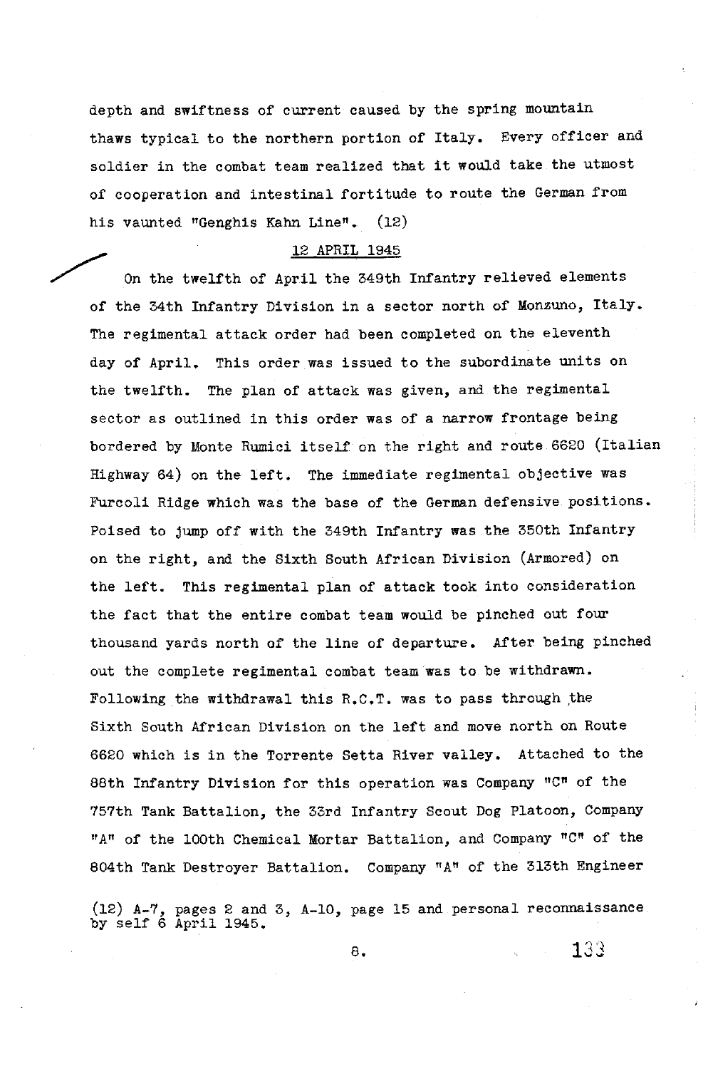depth and swiftness of current caused by the spring mountain thaws typical to the northern portion of Italy. Every officer and soldier in the combat team realized that it would take the utmost of cooperation and intestinal fortitude to route the German from his vaunted "Genghis Kahn Line". (12)

## 12 APRIL 1945

On the twelfth of April the 349th Infantry relieved elements of the 34th Infantry Division in a sector north of Monzuno, Italy. The regimental attack order had been completed on the eleventh day of April. This order was issued to the subordinate units on the twelfth. The plan of attack was given, and the regimental sector as outlined in this order was of a narrow frontage being bordered by Monte Rumici itself on the right and route 6620 (Italian Highway 64) on the left. The immediate regimental objective was Furcoli Ridge which was the base of the German defensive positions. Poised to jump off with the 349th Infantry was the 350th Infantry on the right, and the Sixth South African Division (Armored) on the left. This regimental plan of attack took into consideration the fact that the entire combat team would be pinched out four thousand yards north of the line of departure. After being pinched out the complete regimental combat team was to be withdrawn. Following the withdrawal this R.C.T. was to pass through the Sixth South African Division on the left and move north on Route 6620 which is in the Torrente Setta River valley. Attached to the 88th Infantry Division for this operation was Company "C" of the 757th Tank Battalion, the 33rd Infantry Scout Dog Platoon, Company "A" of the 100th Chemical Mortar Battalion, and Company "C" of the 804th Tank Destroyer Battalion. Company "A" of the 313th Engineer

(12) A-7, pages 2 and 3, A-10, page 15 and personal reconnaissance by self 6 April 1945.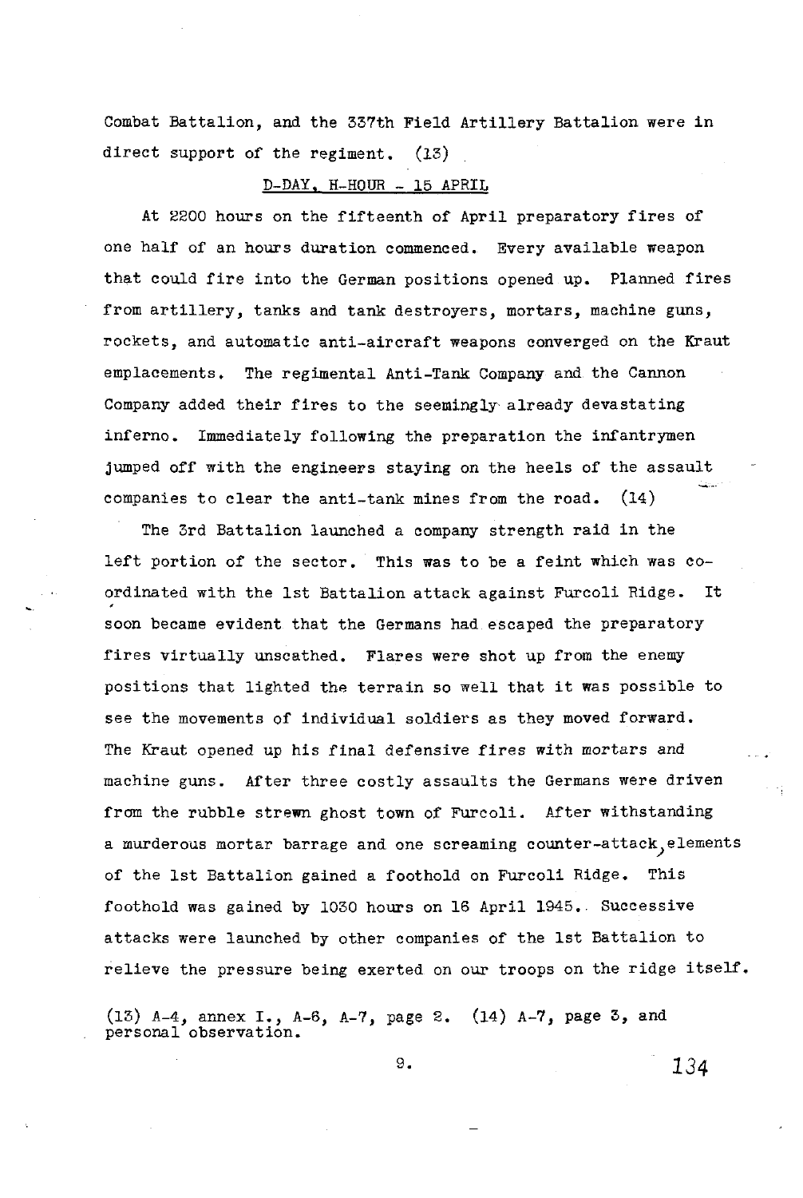Combat Battalion, and the 337th Field Artillery Battalion were in direct support of the regiment. (13)

D-DAY, H-HOUR - 15 APRIL

At 2200 hours on the fifteenth of April preparatory fires of one half of an hours duration commenced. Every available weapon that could fire into the German positions opened up. Planned fires from artillery, tanks and tank destroyers, mortars, machine guns, rockets, and automatic anti-aircraft weapons converged on the Kraut emplacements. The regimental Anti-Tank Company and the Cannon Company added their fires to the seemingly already devastating inferno. Immediately following the preparation the infantrymen jumped off with the engineers staying on the heels of the assault companies to clear the anti-tank mines from the road. (14)

The 3rd Battalion launched a company strength raid in the left portion of the sector. This was to be a feint which was co-ordinated with the 1st Battalion attack against Furcoli Ridge. It soon became evident that the Germans had escaped the preparatory fires virtually unscathed. Flares were shot up from the enemy positions that lighted the terrain so well that it was possible to see the movements of individual soldiers as they moved forward. The Kraut opened up his final defensive fires with mortars and machine guns. After three costly assaults the Germans were driven from the rubble strewn ghost town of Furcoli. After withstanding a murderous mortar barrage and one screaming counter-attack, elements of the 1st Battalion gained a foothold on Furcoli Ridge. This foothold was gained by 1030 hours on 16 April 1945. Successive attacks were launched by other companies of the 1st Battalion to relieve the pressure being exerted on our troops on the ridge itself.

(13) A-4, annex I., A-6, A-7, page 2. (14) A-7, page 3, and personal observation.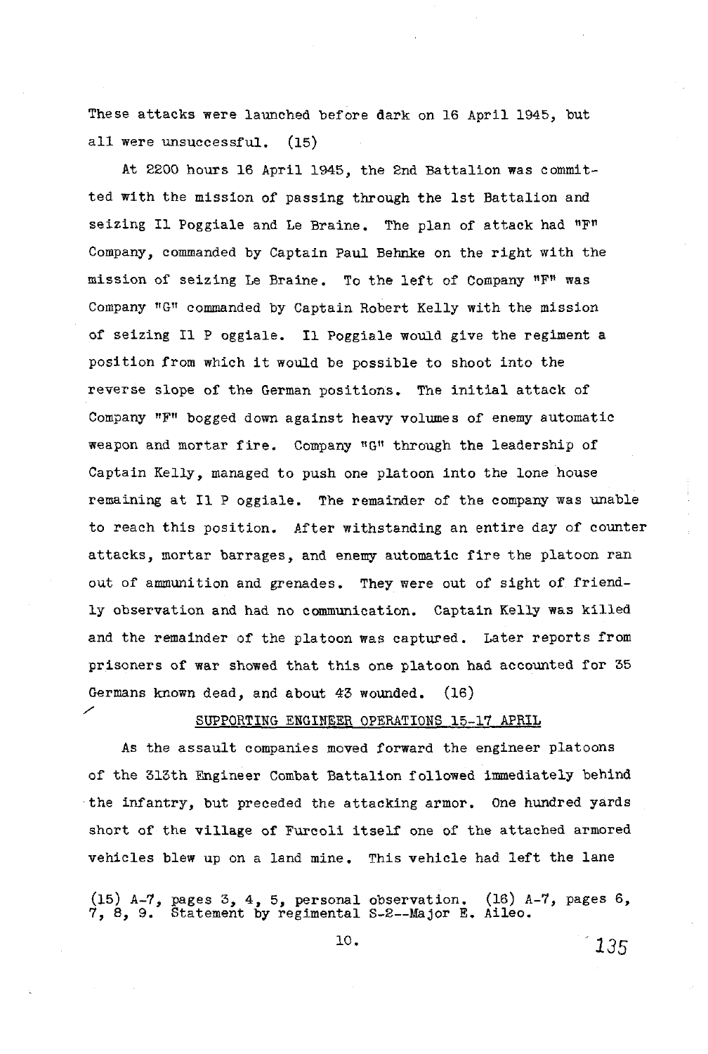These attacks were launched before dark on 16 April 1945, but all were unsuccessful. (15)

At 2200 hours 16 April 1945, the 2nd Battalion was committed with the mission of passing through the 1st Battalion and seizing Il Poggiale and Le Braine. The plan of attack had "F" Company, commanded by Captain Paul Behnke on the right with the mission of seizing Le Braine. To the left of Company "F" was Company "G" commanded by Captain Robert Kelly with the mission of seizing Il P oggiale. Il Poggiale would give the regiment a position from which it would be possible to shoot into the reverse slope of the German positions. The initial attack of Company "F" bogged down against heavy volumes of enemy automatic weapon and mortar fire. Company "G" through the leadership of Captain Kelly, managed to push one platoon into the lone house remaining at Il P oggiale. The remainder of the company was unable to reach this position. After withstanding an entire day of counter attacks, mortar barrages, and enemy automatic fire the platoon ran out of ammunition and grenades. They were out of sight of friendly observation and had no communication. Captain Kelly was killed and the remainder of the platoon was captured. Later reports from prisoners of war showed that this one platoon had accounted for 35 Germans known dead, and about 43 wounded. (16)

## SUPPORTING ENGINEER OPERATIONS 15-17 APRIL

As the assault companies moved forward the engineer platoons of the 313th Engineer Combat Battalion followed immediately behind the infantry, but preceded the attacking armor. One hundred yards short of the village of Furcoli itself one of the attached armored vehicles blew up on a land mine. This vehicle had left the lane

(15) A-7, pages 3, 4, 5, personal observation. (16) A-7, pages 6, 7, 8, 9. Statement by regimental S-2--Major E. Aileo.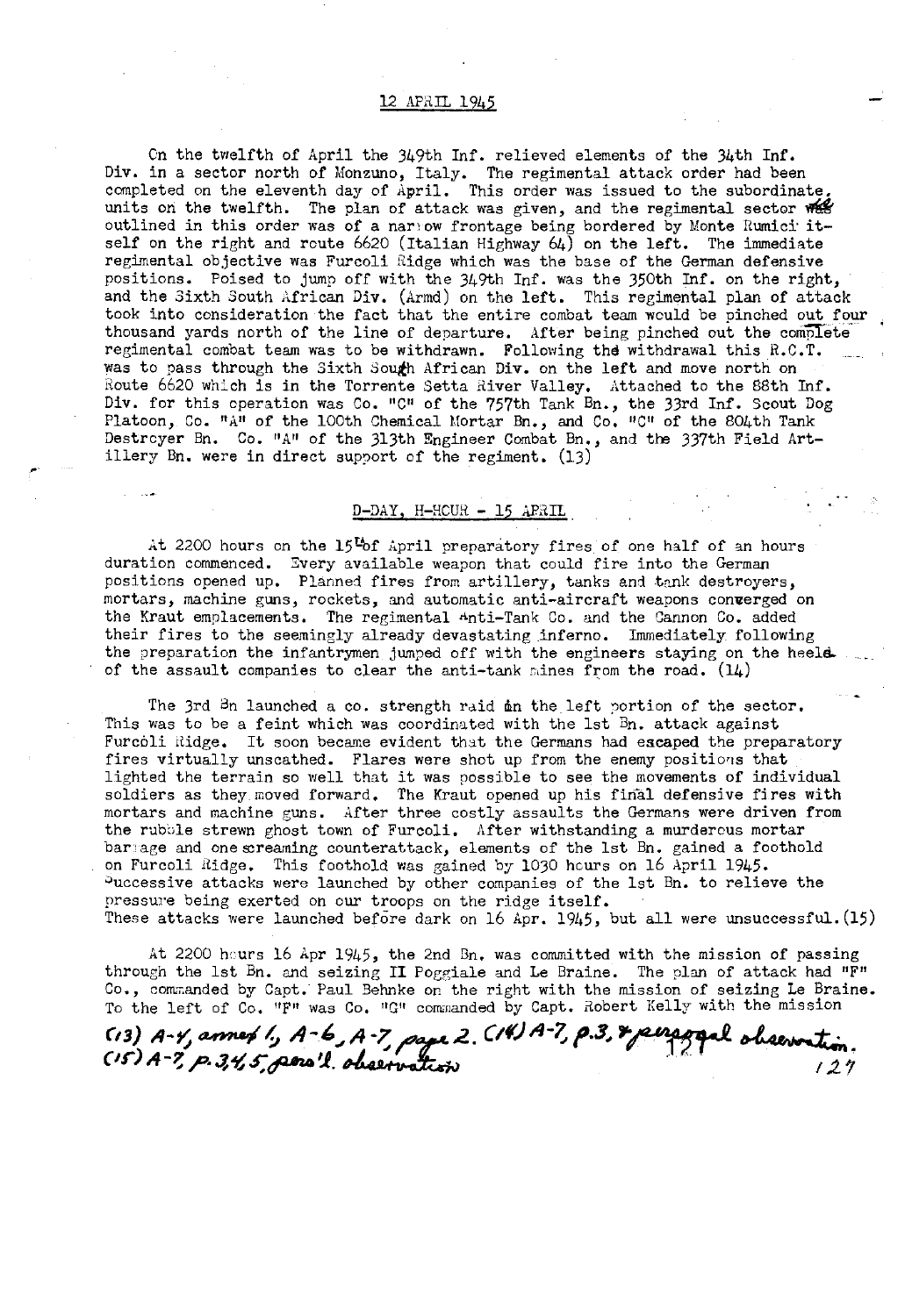## 12 APRIL 1945

On the twelfth of April the 349th Inf. relieved elements of the 34th Inf. Div. in a sector north of Monzuno, Italy. The regimental attack order had been completed on the eleventh day of April. This order was issued to the subordinate units on the twelfth. The plan of attack was given, and the regimental sector was outlined in this order was of a narrow frontage being bordered by Monte Rumici itself on the right and route 6620 (Italian Highway 64) on the left. The immediate regimental objective was Furcoli Ridge which was the base of the German defensive positions. Poised to jump off with the 349th Inf. was the 350th Inf. on the right, and the Sixth South African Div. (Armd) on the left. This regimental plan of attack took into consideration the fact that the entire combat team would be pinched out four thousand yards north of the line of departure. After being pinched out the complete regimental combat team was to be withdrawn. Following the withdrawal this R.C.T. was to pass through the Sixth South African Div. on the left and move north on Route 6620 which is in the Torrente Setta River Valley. Attached to the 88th Inf. Div. for this operation was Co. "C" of the 757th Tank Bn., the 33rd Inf. Scout Dog Platoon, Co. "A" of the 100th Chemical Mortar Bn., and Co. "C" of the 804th Tank Destroyer Bn. Co. "A" of the 313th Engineer Combat Bn., and the 337th Field Artillery Bn. were in direct support of the regiment. (13)

## D-DAY, H-HOUR - 15 APRIL

At 2200 hours on the 15th of April preparatory fires of one half of an hours duration commenced. Every available weapon that could fire into the German positions opened up. Planned fires from artillery, tanks and tank destroyers, mortars, machine guns, rockets, and automatic anti-aircraft weapons converged on the Kraut emplacements. The regimental Anti-Tank Co. and the Cannon Co. added their fires to the seemingly already devastating inferno. Immediately following the preparation the infantrymen jumped off with the engineers staying on the heels of the assault companies to clear the anti-tank mines from the road. (14)

The 3rd Bn launched a co. strength raid on the left portion of the sector. This was to be a feint which was coordinated with the 1st Bn. attack against Furcoli Ridge. It soon became evident that the Germans had escaped the preparatory fires virtually unscathed. Flares were shot up from the enemy positions that lighted the terrain so well that it was possible to see the movements of individual soldiers as they moved forward. The Kraut opened up his final defensive fires with mortars and machine guns. After three costly assaults the Germans were driven from the rubble strewn ghost town of Furcoli. After withstanding a murderous mortar barrage and one screaming counterattack, elements of the 1st Bn. gained a foothold on Furcoli Ridge. This foothold was gained by 1030 hours on 16 April 1945. Successive attacks were launched by other companies of the 1st Bn. to relieve the pressure being exerted on our troops on the ridge itself. These attacks were launched before dark on 16 Apr. 1945, but all were unsuccessful. (15)

At 2200 hours 16 Apr 1945, the 2nd Bn. was committed with the mission of passing through the 1st Bn. and seizing Il Poggiale and Le Braine. The plan of attack had "F" Co., commanded by Capt. Paul Behnke on the right with the mission of seizing Le Braine. To the left of Co. "F" was Co. "G" commanded by Capt. Robert Kelly with the mission

(13) A-4, annex 1, A-6, A-7, page 2. (14) A-7, p.3, & personal observation.
(15) A-7, p. 3, 4, 5, pers'l. observation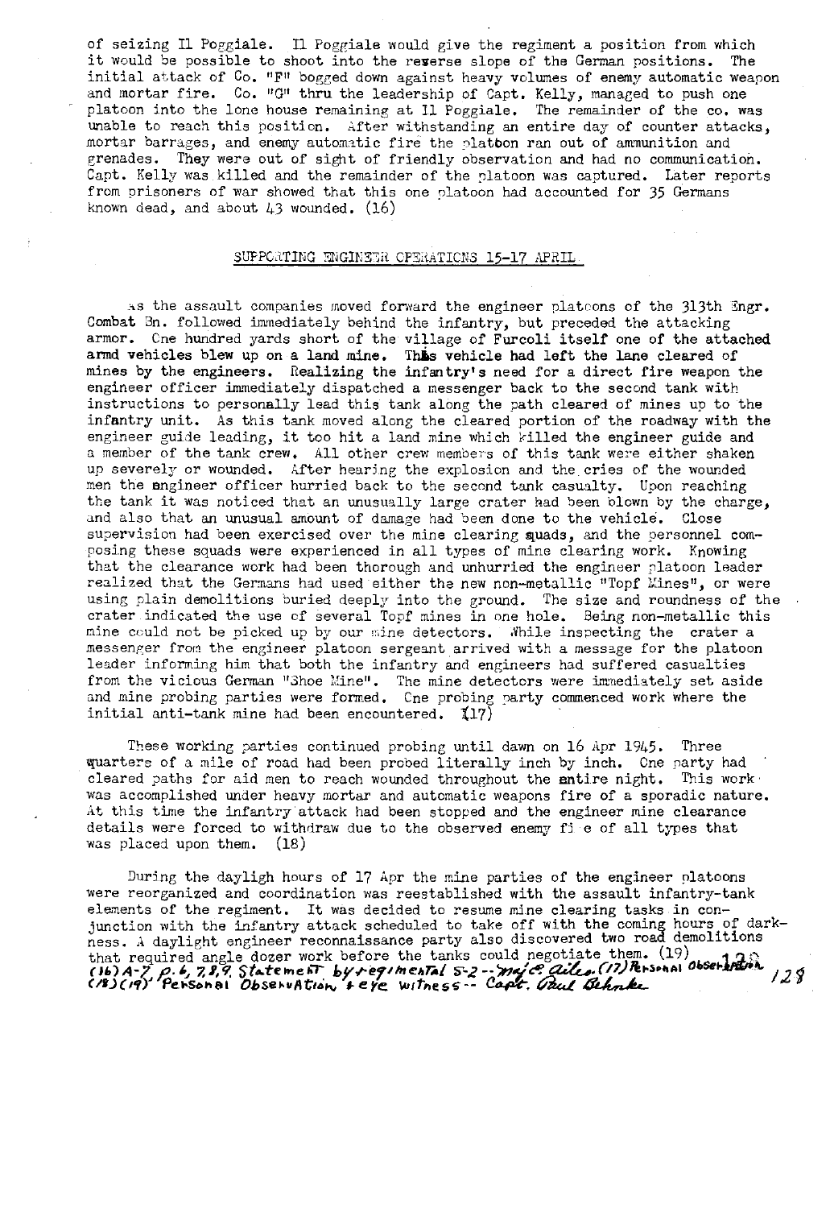of seizing Il Poggiale. Il Poggiale would give the regiment a position from which it would be possible to shoot into the reverse slope of the German positions. The initial attack of Co. "F" bogged down against heavy volumes of enemy automatic weapon and mortar fire. Co. "G" thru the leadership of Capt. Kelly, managed to push one platoon into the lone house remaining at Il Poggiale. The remainder of the co. was unable to reach this position. After withstanding an entire day of counter attacks, mortar barrages, and enemy automatic fire the platoon ran out of ammunition and grenades. They were out of sight of friendly observation and had no communication. Capt. Kelly was killed and the remainder of the platoon was captured. Later reports from prisoners of war showed that this one platoon had accounted for 35 Germans known dead, and about 43 wounded. (16)

## SUPPORTING ENGINEER OPERATIONS 15-17 APRIL

As the assault companies moved forward the engineer platoons of the 313th Engr. Combat Bn. followed immediately behind the infantry, but preceded the attacking armor. One hundred yards short of the village of Furcoli itself one of the attached armd vehicles blew up on a land mine. This vehicle had left the lane cleared of mines by the engineers. Realizing the infantry's need for a direct fire weapon the engineer officer immediately dispatched a messenger back to the second tank with instructions to personally lead this tank along the path cleared of mines up to the infantry unit. As this tank moved along the cleared portion of the roadway with the engineer guide leading, it too hit a land mine which killed the engineer guide and a member of the tank crew. All other crew members of this tank were either shaken up severely or wounded. After hearing the explosion and the cries of the wounded men the engineer officer hurried back to the second tank casualty. Upon reaching the tank it was noticed that an unusually large crater had been blown by the charge, and also that an unusual amount of damage had been done to the vehicle. Close supervision had been exercised over the mine clearing squads, and the personnel composing these squads were experienced in all types of mine clearing work. Knowing that the clearance work had been thorough and unhurried the engineer platoon leader realized that the Germans had used either the new non-metallic "Topf Mines", or were using plain demolitions buried deeply into the ground. The size and roundness of the crater indicated the use of several Topf mines in one hole. Being non-metallic this mine could not be picked up by our mine detectors. While inspecting the crater a messenger from the engineer platoon sergeant arrived with a message for the platoon leader informing him that both the infantry and engineers had suffered casualties from the vicious German "Shoe Mine". The mine detectors were immediately set aside and mine probing parties were formed. One probing party commenced work where the initial anti-tank mine had been encountered. (17)

These working parties continued probing until dawn on 16 Apr 1945. Three quarters of a mile of road had been probed literally inch by inch. One party had cleared paths for aid men to reach wounded throughout the entire night. This work was accomplished under heavy mortar and automatic weapons fire of a sporadic nature. At this time the infantry attack had been stopped and the engineer mine clearance details were forced to withdraw due to the observed enemy fire of all types that was placed upon them. (18)

During the daylight hours of 17 Apr the mine parties of the engineer platoons were reorganized and coordination was reestablished with the assault infantry-tank elements of the regiment. It was decided to resume mine clearing tasks in conjunction with the infantry attack scheduled to take off with the coming hours of darkness. A daylight engineer reconnaissance party also discovered two road demolitions that required angle dozer work before the tanks could negotiate them. (19)

(16) A-7, p. 6, 7, 8, 9. Statement by regimental S-2 -- Maj. C. Ailes. (17) Personal observation
(18)(19) Personal Observation & eye witness -- Capt. Paul Behnke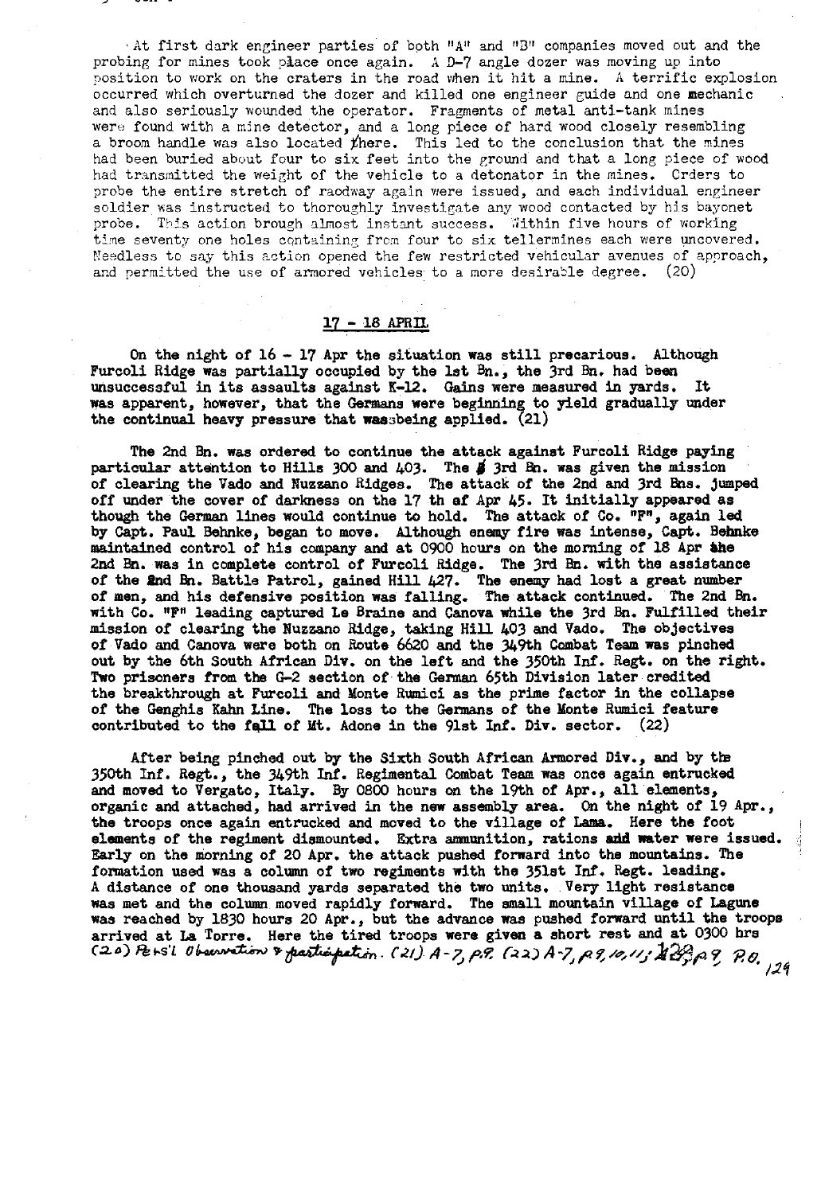At first dark engineer parties of both "A" and "B" companies moved out and the probing for mines took place once again. A D-7 angle dozer was moving up into position to work on the craters in the road when it hit a mine. A terrific explosion occurred which overturned the dozer and killed one engineer guide and one mechanic and also seriously wounded the operator. Fragments of metal anti-tank mines were found with a mine detector, and a long piece of hard wood closely resembling a broom handle was also located there. This led to the conclusion that the mines had been buried about four to six feet into the ground and that a long piece of wood had transmitted the weight of the vehicle to a detonator in the mines. Orders to probe the entire stretch of raodway again were issued, and each individual engineer soldier was instructed to thoroughly investigate any wood contacted by his bayonet probe. This action brough almost instant success. Within five hours of working time seventy one holes containing from four to six tellermines each were uncovered. Needless to say this action opened the few restricted vehicular avenues of approach, and permitted the use of armored vehicles to a more desirable degree. (20)

## 17 - 18 APRIL

On the night of 16 - 17 Apr the situation was still precarious. Although Furcoli Ridge was partially occupied by the 1st Bn., the 3rd Bn. had been unsuccessful in its assaults against K-12. Gains were measured in yards. It was apparent, however, that the Germans were beginning to yield gradually under the continual heavy pressure that was being applied. (21)

The 2nd Bn. was ordered to continue the attack against Furcoli Ridge paying particular attention to Hills 300 and 403. The 3rd Bn. was given the mission of clearing the Vado and Nuzzano Ridges. The attack of the 2nd and 3rd Bns. jumped off under the cover of darkness on the 17 th of Apr 45. It initially appeared as though the German lines would continue to hold. The attack of Co. "F", again led by Capt. Paul Behnke, began to move. Although enemy fire was intense, Capt. Behnke maintained control of his company and at 0900 hours on the morning of 18 Apr the 2nd Bn. was in complete control of Furcoli Ridge. The 3rd Bn. with the assistance of the 2nd Bn. Battle Patrol, gained Hill 427. The enemy had lost a great number of men, and his defensive position was falling. The attack continued. The 2nd Bn. with Co. "F" leading captured Le Braine and Canova while the 3rd Bn. Fulfilled their mission of clearing the Nuzzano Ridge, taking Hill 403 and Vado. The objectives of Vado and Canova were both on Route 6620 and the 349th Combat Team was pinched out by the 6th South African Div. on the left and the 350th Inf. Regt. on the right. Two prisoners from the G-2 section of the German 65th Division later credited the breakthrough at Furcoli and Monte Rumici as the prime factor in the collapse of the Genghis Kahn Line. The loss to the Germans of the Monte Rumici feature contributed to the fall of Mt. Adone in the 91st Inf. Div. sector. (22)

After being pinched out by the Sixth South African Armored Div., and by the 350th Inf. Regt., the 349th Inf. Regimental Combat Team was once again entrucked and moved to Vergato, Italy. By 0800 hours on the 19th of Apr., all elements, organic and attached, had arrived in the new assembly area. On the night of 19 Apr., the troops once again entrucked and moved to the village of Lama. Here the foot elements of the regiment dismounted. Extra ammunition, rations and water were issued. Early on the morning of 20 Apr. the attack pushed forward into the mountains. The formation used was a column of two regiments with the 351st Inf. Regt. leading. A distance of one thousand yards separated the two units. Very light resistance was met and the column moved rapidly forward. The small mountain village of Lagune was reached by 1830 hours 20 Apr., but the advance was pushed forward until the troops arrived at La Torre. Here the tired troops were given a short rest and at 0300 hrs

(20) Pers'l Observation & participation. (21) A-7, p.9. (22) A-7, p.9, 10, 11; A-8, p.9 P.O.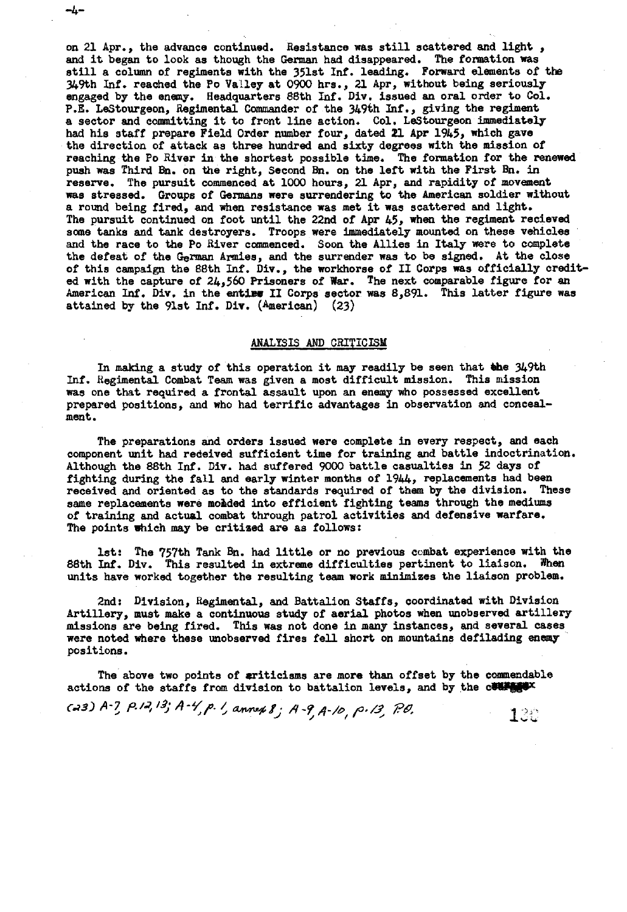on 21 Apr., the advance continued. Resistance was still scattered and light, and it began to look as though the German had disappeared. The formation was still a column of regiments with the 351st Inf. leading. Forward elements of the 349th Inf. reached the Po Valley at 0900 hrs., 21 Apr, without being seriously engaged by the enemy. Headquarters 88th Inf. Div. issued an oral order to Col. P.E. LeStourgeon, Regimental Commander of the 349th Inf., giving the regiment a sector and committing it to front line action. Col. LeStourgeon immediately had his staff prepare Field Order number four, dated 21 Apr 1945, which gave the direction of attack as three hundred and sixty degrees with the mission of reaching the Po River in the shortest possible time. The formation for the renewed push was Third Bn. on the right, Second Bn. on the left with the First Bn. in reserve. The pursuit commenced at 1000 hours, 21 Apr, and rapidity of movement was stressed. Groups of Germans were surrendering to the American soldier without a round being fired, and when resistance was met it was scattered and light. The pursuit continued on foot until the 22nd of Apr 45, when the regiment recieved some tanks and tank destroyers. Troops were immediately mounted on these vehicles and the race to the Po River commenced. Soon the Allies in Italy were to complete the defeat of the German Armies, and the surrender was to be signed. At the close of this campaign the 88th Inf. Div., the workhorse of II Corps was officially credited with the capture of 24,560 Prisoners of War. The next comparable figure for an American Inf. Div. in the entire II Corps sector was 8,891. This latter figure was attained by the 91st Inf. Div. (American) (23)

## ANALYSIS AND CRITICISM

In making a study of this operation it may readily be seen that the 349th Inf. Regimental Combat Team was given a most difficult mission. This mission was one that required a frontal assault upon an enemy who possessed excellent prepared positions, and who had terrific advantages in observation and concealment.

The preparations and orders issued were complete in every respect, and each component unit had received sufficient time for training and battle indoctrination. Although the 88th Inf. Div. had suffered 9000 battle casualties in 52 days of fighting during the fall and early winter months of 1944, replacements had been received and oriented as to the standards required of them by the division. These same replacements were molded into efficient fighting teams through the mediums of training and actual combat through patrol activities and defensive warfare. The points which may be critized are as follows:

1st: The 757th Tank Bn. had little or no previous combat experience with the 88th Inf. Div. This resulted in extreme difficulties pertinent to liaison. When units have worked together the resulting team work minimizes the liaison problem.

2nd: Division, Regimental, and Battalion Staffs, coordinated with Division Artillery, must make a continuous study of aerial photos when unobserved artillery missions are being fired. This was not done in many instances, and several cases were noted where these unobserved fires fell short on mountains defilading enemy positions.

The above two points of criticisms are more than offset by the commendable actions of the staffs from division to battalion levels, and by the courage

(23) A-7, p.12, 13; A-4, p.1, annex 8; A-9, A-10, p.13, P.O.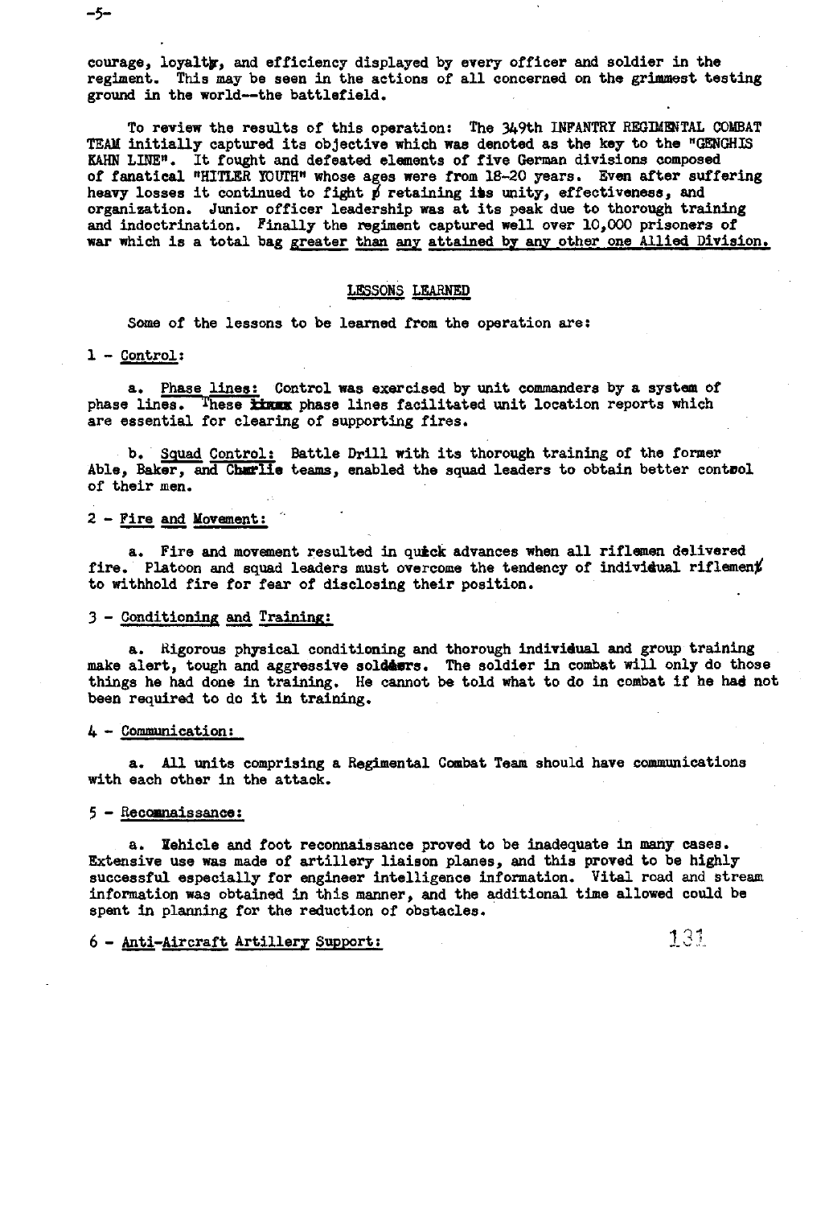courage, loyalty, and efficiency displayed by every officer and soldier in the regiment. This may be seen in the actions of all concerned on the grimmest testing ground in the world--the battlefield.

To review the results of this operation: The 349th INFANTRY REGIMENTAL COMBAT TEAM initially captured its objective which was denoted as the key to the "GENGHIS KAHN LINE". It fought and defeated elements of five German divisions composed of fanatical "HITLER YOUTH" whose ages were from 18-20 years. Even after suffering heavy losses it continued to fight retaining its unity, effectiveness, and organization. Junior officer leadership was at its peak due to thorough training and indoctrination. Finally the regiment captured well over 10,000 prisoners of war which is a total bag greater than any attained by any other one Allied Division.

## LESSONS LEARNED

Some of the lessons to be learned from the operation are:

1 - Control:

a. Phase lines: Control was exercised by unit commanders by a system of phase lines. These phase lines facilitated unit location reports which are essential for clearing of supporting fires.

b. Squad Control: Battle Drill with its thorough training of the former Able, Baker, and Charlie teams, enabled the squad leaders to obtain better control of their men.

2 - Fire and Movement:

a. Fire and movement resulted in quick advances when all riflemen delivered fire. Platoon and squad leaders must overcome the tendency of individual riflemen to withhold fire for fear of disclosing their position.

3 - Conditioning and Training:

a. Rigorous physical conditioning and thorough individual and group training make alert, tough and aggressive soldiers. The soldier in combat will only do those things he had done in training. He cannot be told what to do in combat if he had not been required to do it in training.

4 - Communication:

a. All units comprising a Regimental Combat Team should have communications with each other in the attack.

5 - Reconnaissance:

a. Vehicle and foot reconnaissance proved to be inadequate in many cases. Extensive use was made of artillery liaison planes, and this proved to be highly successful especially for engineer intelligence information. Vital road and stream information was obtained in this manner, and the additional time allowed could be spent in planning for the reduction of obstacles.

6 - Anti-Aircraft Artillery Support: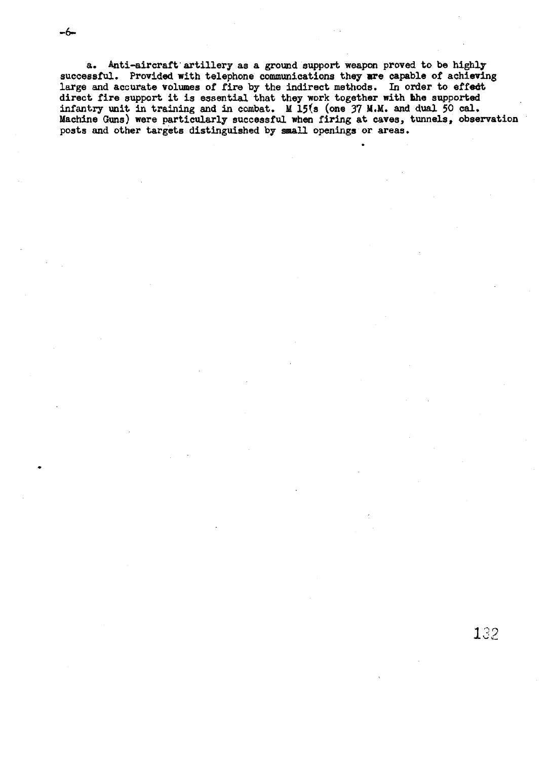a. Anti-aircraft artillery as a ground support weapon proved to be highly successful. Provided with telephone communications they are capable of achieving large and accurate volumes of fire by the indirect methods. In order to effect direct fire support it is essential that they work together with the supported infantry unit in training and in combat. M 15's (one 37 M.M. and dual 50 cal. Machine Guns) were particularly successful when firing at caves, tunnels, observation posts and other targets distinguished by small openings or areas.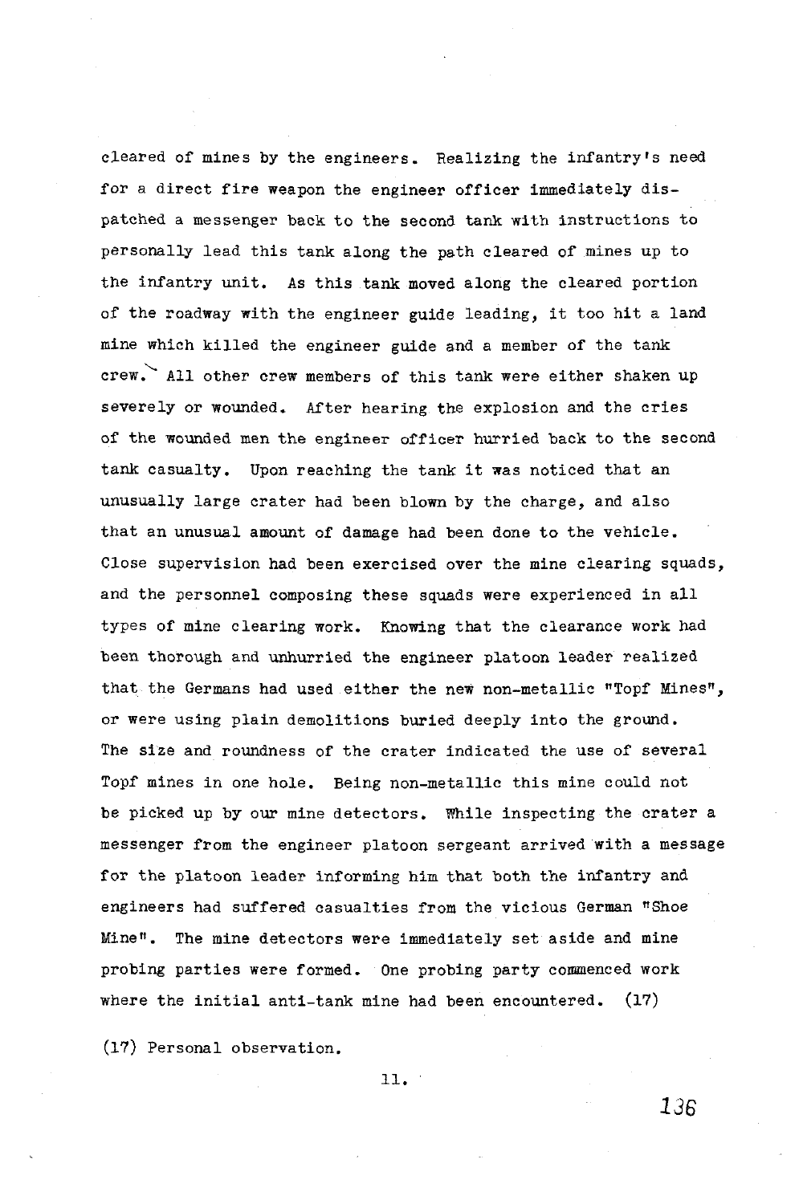cleared of mines by the engineers. Realizing the infantry's need for a direct fire weapon the engineer officer immediately dispatched a messenger back to the second tank with instructions to personally lead this tank along the path cleared of mines up to the infantry unit. As this tank moved along the cleared portion of the roadway with the engineer guide leading, it too hit a land mine which killed the engineer guide and a member of the tank crew. All other crew members of this tank were either shaken up severely or wounded. After hearing the explosion and the cries of the wounded men the engineer officer hurried back to the second tank casualty. Upon reaching the tank it was noticed that an unusually large crater had been blown by the charge, and also that an unusual amount of damage had been done to the vehicle. Close supervision had been exercised over the mine clearing squads, and the personnel composing these squads were experienced in all types of mine clearing work. Knowing that the clearance work had been thorough and unhurried the engineer platoon leader realized that the Germans had used either the new non-metallic "Topf Mines", or were using plain demolitions buried deeply into the ground. The size and roundness of the crater indicated the use of several Topf mines in one hole. Being non-metallic this mine could not be picked up by our mine detectors. While inspecting the crater a messenger from the engineer platoon sergeant arrived with a message for the platoon leader informing him that both the infantry and engineers had suffered casualties from the vicious German "Shoe Mine". The mine detectors were immediately set aside and mine probing parties were formed. One probing party commenced work where the initial anti-tank mine had been encountered. (17)

(17) Personal observation.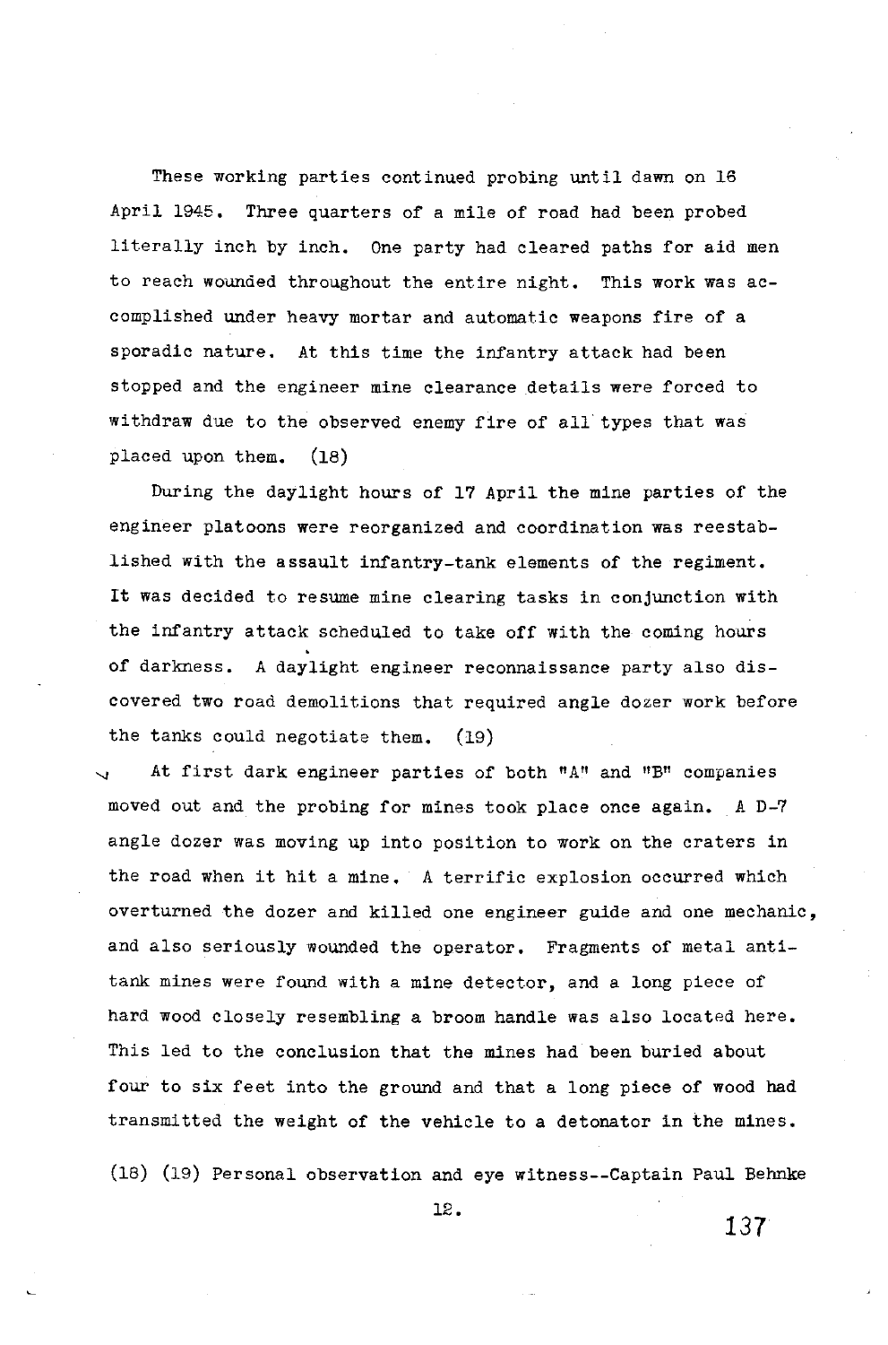These working parties continued probing until dawn on 16 April 1945. Three quarters of a mile of road had been probed literally inch by inch. One party had cleared paths for aid men to reach wounded throughout the entire night. This work was accomplished under heavy mortar and automatic weapons fire of a sporadic nature. At this time the infantry attack had been stopped and the engineer mine clearance details were forced to withdraw due to the observed enemy fire of all types that was placed upon them. (18)

During the daylight hours of 17 April the mine parties of the engineer platoons were reorganized and coordination was reestablished with the assault infantry-tank elements of the regiment. It was decided to resume mine clearing tasks in conjunction with the infantry attack scheduled to take off with the coming hours of darkness. A daylight engineer reconnaissance party also discovered two road demolitions that required angle dozer work before the tanks could negotiate them. (19)

At first dark engineer parties of both "A" and "B" companies moved out and the probing for mines took place once again. A D-7 angle dozer was moving up into position to work on the craters in the road when it hit a mine. A terrific explosion occurred which overturned the dozer and killed one engineer guide and one mechanic, and also seriously wounded the operator. Fragments of metal anti-tank mines were found with a mine detector, and a long piece of hard wood closely resembling a broom handle was also located here. This led to the conclusion that the mines had been buried about four to six feet into the ground and that a long piece of wood had transmitted the weight of the vehicle to a detonator in the mines.

(18) (19) Personal observation and eye witness--Captain Paul Behnke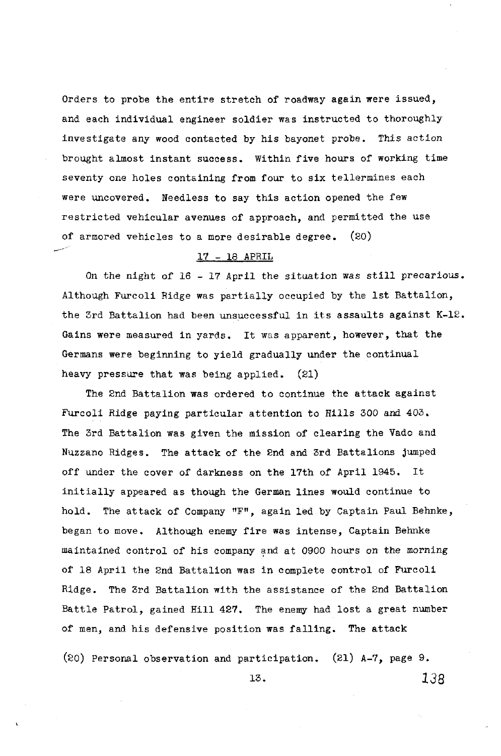Orders to probe the entire stretch of roadway again were issued, and each individual engineer soldier was instructed to thoroughly investigate any wood contacted by his bayonet probe. This action brought almost instant success. Within five hours of working time seventy one holes containing from four to six tellermines each were uncovered. Needless to say this action opened the few restricted vehicular avenues of approach, and permitted the use of armored vehicles to a more desirable degree. (20)

## 17 - 18 APRIL

On the night of 16 - 17 April the situation was still precarious. Although Furcoli Ridge was partially occupied by the 1st Battalion, the 3rd Battalion had been unsuccessful in its assaults against K-12. Gains were measured in yards. It was apparent, however, that the Germans were beginning to yield gradually under the continual heavy pressure that was being applied. (21)

The 2nd Battalion was ordered to continue the attack against Furcoli Ridge paying particular attention to Hills 300 and 403. The 3rd Battalion was given the mission of clearing the Vado and Nuzzano Ridges. The attack of the 2nd and 3rd Battalions jumped off under the cover of darkness on the 17th of April 1945. It initially appeared as though the German lines would continue to hold. The attack of Company "F", again led by Captain Paul Behnke, began to move. Although enemy fire was intense, Captain Behnke maintained control of his company and at 0900 hours on the morning of 18 April the 2nd Battalion was in complete control of Furcoli Ridge. The 3rd Battalion with the assistance of the 2nd Battalion Battle Patrol, gained Hill 427. The enemy had lost a great number of men, and his defensive position was falling. The attack

(20) Personal observation and participation. (21) A-7, page 9.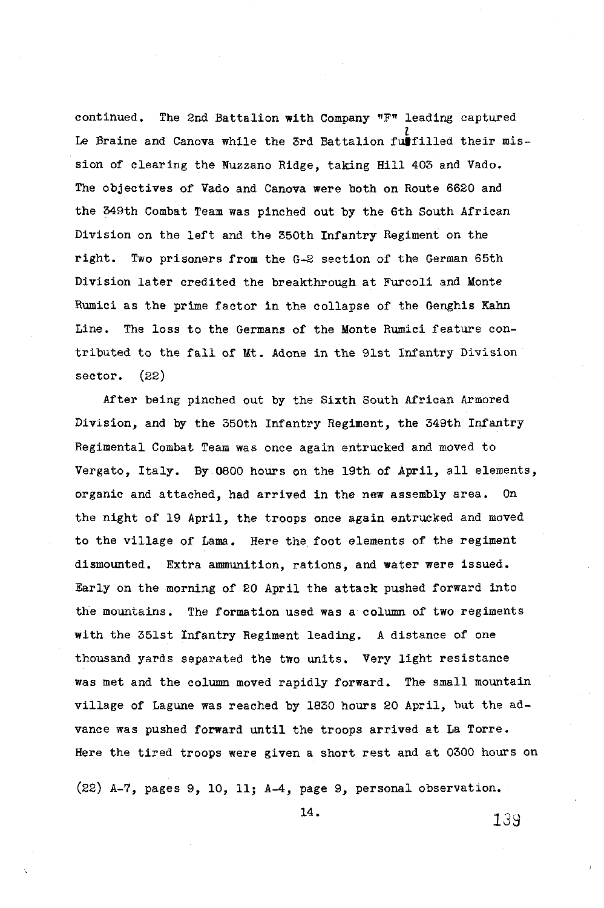continued. The 2nd Battalion with Company "F" leading captured Le Braine and Canova while the 3rd Battalion fulfilled their mission of clearing the Nuzzano Ridge, taking Hill 403 and Vado. The objectives of Vado and Canova were both on Route 6620 and the 349th Combat Team was pinched out by the 6th South African Division on the left and the 350th Infantry Regiment on the right. Two prisoners from the G-2 section of the German 65th Division later credited the breakthrough at Furcoli and Monte Rumici as the prime factor in the collapse of the Genghis Kahn Line. The loss to the Germans of the Monte Rumici feature contributed to the fall of Mt. Adone in the 91st Infantry Division sector. (22)

After being pinched out by the Sixth South African Armored Division, and by the 350th Infantry Regiment, the 349th Infantry Regimental Combat Team was once again entrucked and moved to Vergato, Italy. By 0800 hours on the 19th of April, all elements, organic and attached, had arrived in the new assembly area. On the night of 19 April, the troops once again entrucked and moved to the village of Lama. Here the foot elements of the regiment dismounted. Extra ammunition, rations, and water were issued. Early on the morning of 20 April the attack pushed forward into the mountains. The formation used was a column of two regiments with the 351st Infantry Regiment leading. A distance of one thousand yards separated the two units. Very light resistance was met and the column moved rapidly forward. The small mountain village of Lagune was reached by 1830 hours 20 April, but the advance was pushed forward until the troops arrived at La Torre. Here the tired troops were given a short rest and at 0300 hours on

(22) A-7, pages 9, 10, 11; A-4, page 9, personal observation.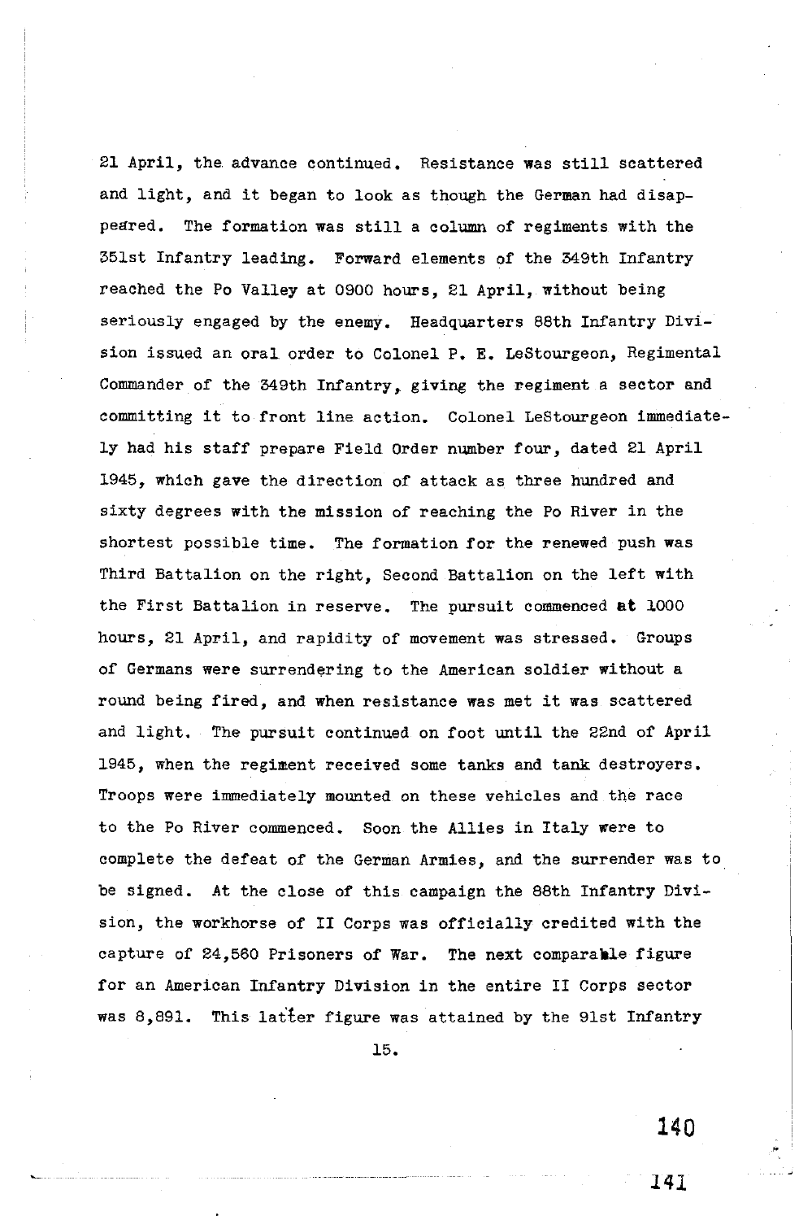21 April, the advance continued. Resistance was still scattered and light, and it began to look as though the German had disappeared. The formation was still a column of regiments with the 351st Infantry leading. Forward elements of the 349th Infantry reached the Po Valley at 0900 hours, 21 April, without being seriously engaged by the enemy. Headquarters 88th Infantry Division issued an oral order to Colonel P. E. LeStourgeon, Regimental Commander of the 349th Infantry, giving the regiment a sector and committing it to front line action. Colonel LeStourgeon immediately had his staff prepare Field Order number four, dated 21 April 1945, which gave the direction of attack as three hundred and sixty degrees with the mission of reaching the Po River in the shortest possible time. The formation for the renewed push was Third Battalion on the right, Second Battalion on the left with the First Battalion in reserve. The pursuit commenced at 1000 hours, 21 April, and rapidity of movement was stressed. Groups of Germans were surrendering to the American soldier without a round being fired, and when resistance was met it was scattered and light. The pursuit continued on foot until the 22nd of April 1945, when the regiment received some tanks and tank destroyers. Troops were immediately mounted on these vehicles and the race to the Po River commenced. Soon the Allies in Italy were to complete the defeat of the German Armies, and the surrender was to be signed. At the close of this campaign the 88th Infantry Division, the workhorse of II Corps was officially credited with the capture of 24,560 Prisoners of War. The next comparable figure for an American Infantry Division in the entire II Corps sector was 8,891. This latter figure was attained by the 91st Infantry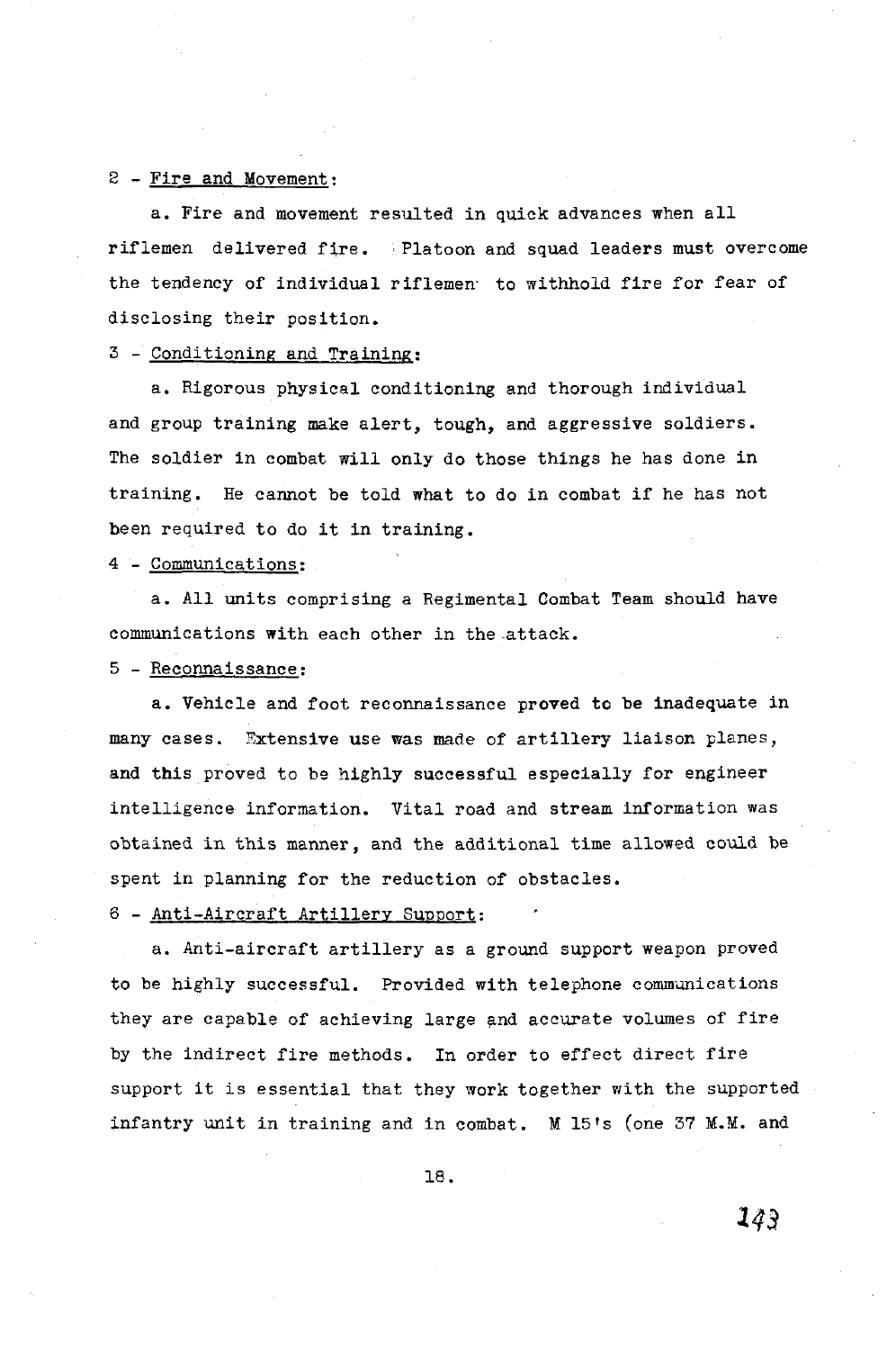2 - Fire and Movement:

a. Fire and movement resulted in quick advances when all riflemen delivered fire. Platoon and squad leaders must overcome the tendency of individual riflemen to withhold fire for fear of disclosing their position.

3 - Conditioning and Training:

a. Rigorous physical conditioning and thorough individual and group training make alert, tough, and aggressive soldiers. The soldier in combat will only do those things he has done in training. He cannot be told what to do in combat if he has not been required to do it in training.

4 - Communications:

a. All units comprising a Regimental Combat Team should have communications with each other in the attack.

5 - Reconnaissance:

a. Vehicle and foot reconnaissance proved to be inadequate in many cases. Extensive use was made of artillery liaison planes, and this proved to be highly successful especially for engineer intelligence information. Vital road and stream information was obtained in this manner, and the additional time allowed could be spent in planning for the reduction of obstacles.

6 - Anti-Aircraft Artillery Support:

a. Anti-aircraft artillery as a ground support weapon proved to be highly successful. Provided with telephone communications they are capable of achieving large and accurate volumes of fire by the indirect fire methods. In order to effect direct fire support it is essential that they work together with the supported infantry unit in training and in combat. M 15's (one 37 M.M. and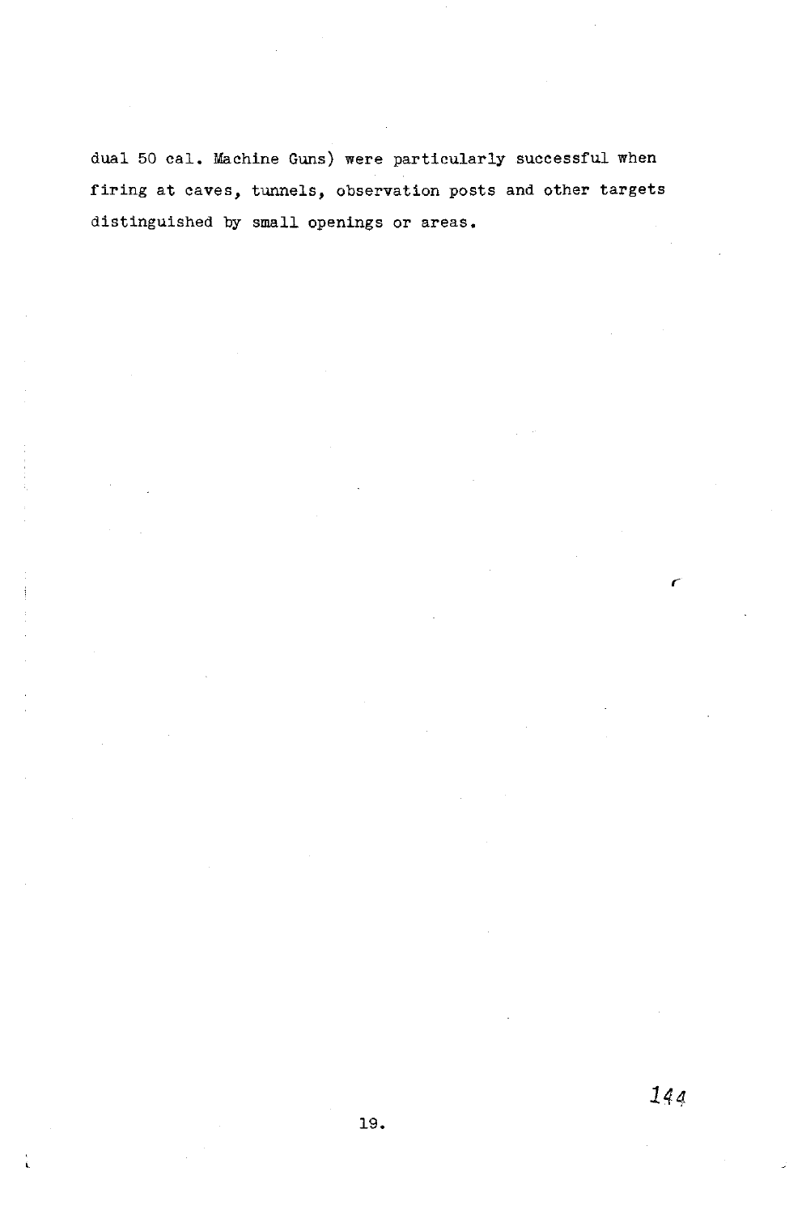dual 50 cal. Machine Guns) were particularly successful when firing at caves, tunnels, observation posts and other targets distinguished by small openings or areas.